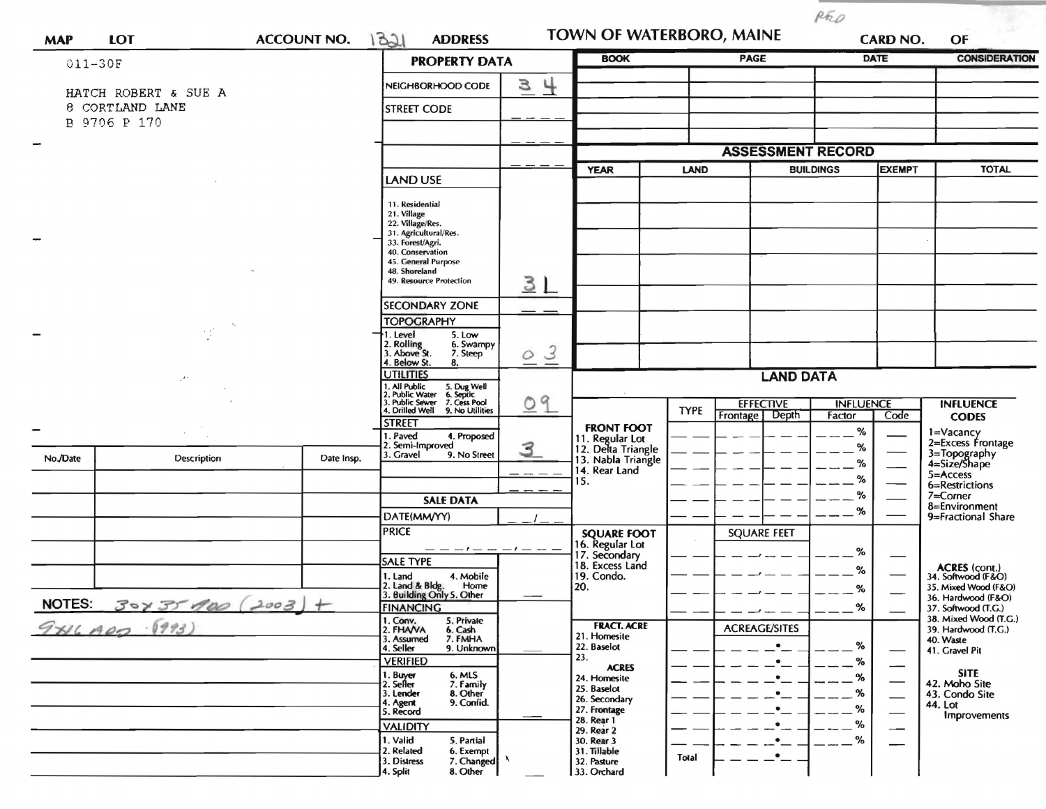REO

| MAP | LOT | ACCOUNT NO. 1321 | ADDRESS | TOWN OF WATERBORO, MAINE | CARD NO. | OF |
|---|---|---|---|---|---|---|

011-30F

HATCH ROBERT & SUE A
8 CORTLAND LANE
B 9706 P 170

## PROPERTY DATA

| Field | Value |
|---|---|
| NEIGHBORHOOD CODE | 34 |
| STREET CODE | ___ |
| LAND USE (11. Residential, 21. Village, 22. Village/Res., 31. Agricultural/Res., 33. Forest/Agri., 40. Conservation, 45. General Purpose, 48. Shoreland, 49. Resource Protection) | 31 |
| SECONDARY ZONE | __ |
| TOPOGRAPHY (1. Level, 2. Rolling, 3. Above St., 4. Below St., 5. Low, 6. Swampy, 7. Steep, 8.) | 03 |
| UTILITIES (1. All Public, 2. Public Water, 3. Public Sewer, 4. Drilled Well, 5. Dug Well, 6. Septic, 7. Cess Pool, 9. No Utilities) | 09 |
| STREET (1. Paved, 2. Semi-Improved, 3. Gravel, 4. Proposed, 9. No Street) | 3 |

## SALE DATA

| Field | Value |
|---|---|
| DATE(MM/YY) | __/__ |
| PRICE | ___,___,___ |
| SALE TYPE (1. Land, 2. Land & Bldg., 3. Building Only, 4. Mobile Home, 5. Other) | |
| FINANCING (1. Conv., 2. FHA/VA, 3. Assumed, 4. Seller, 5. Private, 6. Cash, 7. FMHA, 9. Unknown) | |
| VERIFIED (1. Buyer, 2. Seller, 3. Lender, 4. Agent, 5. Record, 6. MLS, 7. Family, 8. Other, 9. Confid.) | |
| VALIDITY (1. Valid, 2. Related, 3. Distress, 4. Split, 5. Partial, 6. Exempt, 7. Changed, 8. Other) | |

| BOOK | PAGE | DATE | CONSIDERATION |
|---|---|---|---|
| | | | |
| | | | |
| | | | |
| | | | |

## ASSESSMENT RECORD

| YEAR | LAND | BUILDINGS | EXEMPT | TOTAL |
|---|---|---|---|---|
| | | | | |
| | | | | |
| | | | | |
| | | | | |
| | | | | |
| | | | | |
| | | | | |

| No./Date | Description | Date Insp. |
|---|---|---|
| | | |
| | | |
| | | |
| | | |
| | | |

NOTES: 30x35 100 (2003) + 9x16 ADD (1993)

## LAND DATA

| | TYPE | EFFECTIVE Frontage | EFFECTIVE Depth | INFLUENCE Factor | INFLUENCE Code |
|---|---|---|---|---|---|
| **FRONT FOOT** 11. Regular Lot | | | | % | |
| 12. Delta Triangle | | | | % | |
| 13. Nabla Triangle | | | | % | |
| 14. Rear Land | | | | % | |
| 15. | | | | % | |
| | | | | % | |
| **SQUARE FOOT** 16. Regular Lot | | SQUARE FEET | | % | |
| 17. Secondary | | | | % | |
| 18. Excess Land | | | | % | |
| 19. Condo. | | | | % | |
| 20. | | | | | |
| **FRACT. ACRE** 21. Homesite | | ACREAGE/SITES | | % | |
| 22. Baselot | | | | % | |
| 23. | | | | % | |
| **ACRES** 24. Homesite | | | | % | |
| 25. Baselot | | | | % | |
| 26. Secondary | | | | % | |
| 27. Frontage | | | | % | |
| 28. Rear 1 | | | | % | |
| 29. Rear 2 | | | | | |
| 30. Rear 3 | | | | | |
| 31. Tillable | Total | | | | |
| 32. Pasture | | | | | |
| 33. Orchard | | | | | |

**INFLUENCE CODES**
1=Vacancy
2=Excess Frontage
3=Topography
4=Size/Shape
5=Access
6=Restrictions
7=Corner
8=Environment
9=Fractional Share

**ACRES (cont.)**
34. Softwood (F&O)
35. Mixed Wood (F&O)
36. Hardwood (F&O)
37. Softwood (T.G.)
38. Mixed Wood (T.G.)
39. Hardwood (T.G.)
40. Waste
41. Gravel Pit

**SITE**
42. Moho Site
43. Condo Site
44. Lot Improvements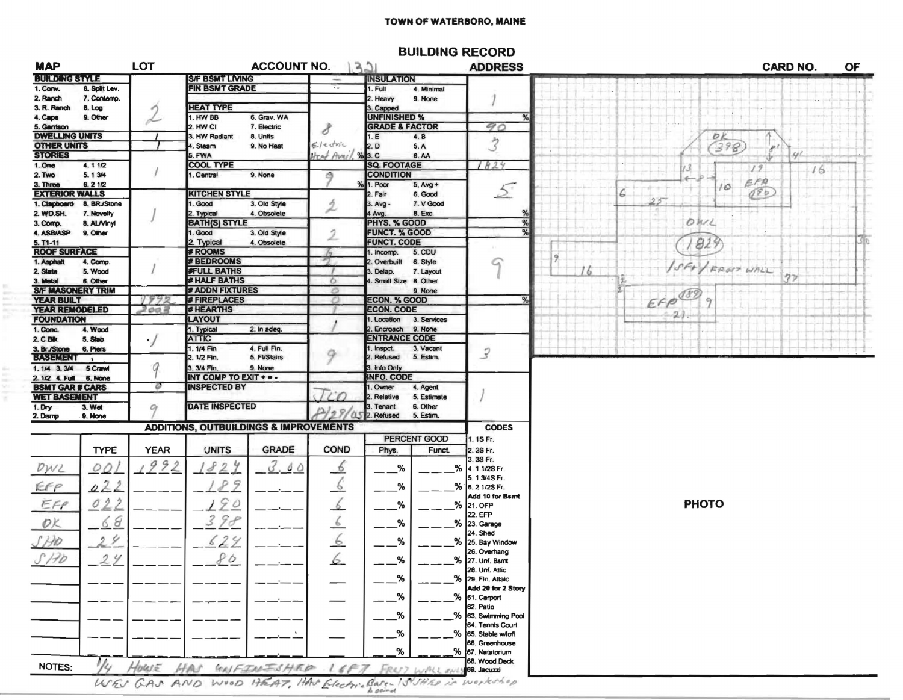**TOWN OF WATERBORO, MAINE**

## BUILDING RECORD

| MAP | LOT | ACCOUNT NO. 1321 | ADDRESS | CARD NO. | OF |
|---|---|---|---|---|---|

| Field | Value | Field | Value | Field | Value |
|---|---|---|---|---|---|
| **BUILDING STYLE** 1. Conv. 2. Ranch 3. R. Ranch 4. Cape 5. Garrison 6. Split Lev. 7. Contemp. 8. Log 9. Other | 2 | **S/F BSMT LIVING** | — | **INSULATION** 1. Full 2. Heavy 3. Capped 4. Minimal 9. None | 1 |
| **DWELLING UNITS** | 1 | **FIN BSMT GRADE** | — | **UNFINISHED %** | % |
| **OTHER UNITS** | 1 | **HEAT TYPE** 1. HW BB 2. HW CI 3. HW Radiant 4. Steam 5. FWA 6. Grav. WA 7. Electric 8. Units 9. No Heat | 8 Electric Heat Avail % | **GRADE & FACTOR** 1. E 2. D 3. C 4. B 5. A 6. AA | 90 / 3 |
| **STORIES** 1. One 2. Two 3. Three 4. 1 1/2 5. 1 3/4 6. 2 1/2 | 1 | **COOL TYPE** 1. Central 9. None | 9 % | **SQ. FOOTAGE** | 1824 |
| **EXTERIOR WALLS** 1. Clapboard 2. WD.SH. 3. Comp. 4. ASB/ASP 5. T1-11 6. BR/Stone 7. Novelty 8. AL/Vinyl 9. Other | 1 | **KITCHEN STYLE** 1. Good 2. Typical 3. Old Style 4. Obsolete | 2 | **CONDITION** 1. Poor 2. Fair 3. Avg - 4 Avg. 5. Avg + 6. Good 7. V Good 8. Exc. | 5 |
| **ROOF SURFACE** 1. Asphalt 2. Slate 3. Metal 4. Comp. 5. Wood 6. Other | 1 | **BATH(S) STYLE** 1. Good 2. Typical 3. Old Style 4. Obsolete | 2 | **PHYS. % GOOD** | % |
| **S/F MASONERY TRIM** | | **# ROOMS** | 6 | **FUNCT. % GOOD** | % |
| **YEAR BUILT** | 1992 | **# BEDROOMS** | 2 | **FUNCT. CODE** 1. Incomp. 2. Overbuilt 3. Delap. 4. Small Size 5. CDU 6. Style 7. Layout 8. Other 9. None | 9 |
| **YEAR REMODELED** | 2003 | **#FULL BATHS** | 1 | **ECON. % GOOD** | % |
| **FOUNDATION** 1. Conc. 2. C Blk 3. Br./Stone 4. Wood 5. Slab 6. Piers | 1 | **# HALF BATHS** | 0 | **ECON. CODE** 1. Location 2. Encroach 3. Services 9. None | |
| **BASEMENT** 1. 1/4 2. 1/2 3. 3/4 4. Full 5 Crawl 6. None | 9 | **# ADDN FIXTURES** | 0 | **ENTRANCE CODE** 1. Inspct. 2. Refused 3. Vacant 3. Info Only 5. Estim. | 3 |
| **BSMT GAR # CARS** | 0 | **# FIREPLACES** | 0 | **INFO. CODE** 1. Owner 2. Relative 3. Tenant 4. Agent 5. Estimate 6. Other | 1 |
| **WET BASEMENT** 1. Dry 2. Damp 3. Wet 9. None | 9 | **# HEARTHS** | 1 | | |
| | | **LAYOUT** 1. Typical 2. In adeq. | 1 | | |
| | | **ATTIC** 1. 1/4 Fin 2. 1/2 Fin. 3. 3/4 Fin. 4. Full Fin. 5. Fl/Stairs 9. None | 9 | | |
| | | **INT COMP TO EXIT + = -** | | | |
| | | **INSPECTED BY** | JCO | | |
| | | **DATE INSPECTED** | 8/29/05 | | |

Sketch labels: OK 398; 8'; 4'; 13; 8; 19; 16; 10; EFP 190; 6; 25; DWL 1824; 1SFr / FROST WALL; 9; 16; 36; 37; 2; 2; EFP 189; 9; 21

### ADDITIONS, OUTBUILDINGS & IMPROVEMENTS

| | TYPE | YEAR | UNITS | GRADE | COND | PERCENT GOOD Phys. | Funct. |
|---|---|---|---|---|---|---|---|
| DWL | 001 | 1992 | 1824 | 3.00 | 6 | % | % |
| EFP | 022 | | 189 | | 6 | % | % |
| EFP | 022 | | 190 | | 6 | % | % |
| DK | 68 | | 398 | | 6 | % | % |
| SHD | 24 | | 624 | | 6 | % | % |
| SHD | 24 | | 80 | | 6 | % | % |
| | | | | | | % | % |
| | | | | | | % | % |
| | | | | | | % | % |
| | | | | | | % | % |
| | | | | | | % | % |

**CODES**
1. 1S Fr.
2. 2S Fr.
3. 3S Fr.
4. 1 1/2S Fr.
5. 1 3/4S Fr.
6. 2 1/2S Fr.

Add 10 for Bsmt
21. OFP
22. EFP
23. Garage
24. Shed
25. Bay Window
26. Overhang
27. Unf. Bsmt
28. Unf. Attic
29. Fin. Attaic

Add 20 for 2 Story
61. Carport
62. Patio
63. Swimming Pool
64. Tennis Court
65. Stable w/loft
66. Greenhouse
67. Natatorium
68. Wood Deck
69. Jacuzzi

**PHOTO**

NOTES: 1/4 HOUSE HAS UNFINISHED 1SFT FROST WALL ONLY USES GAS AND WOOD HEAT. HAS Electric Base-board ... in workshop